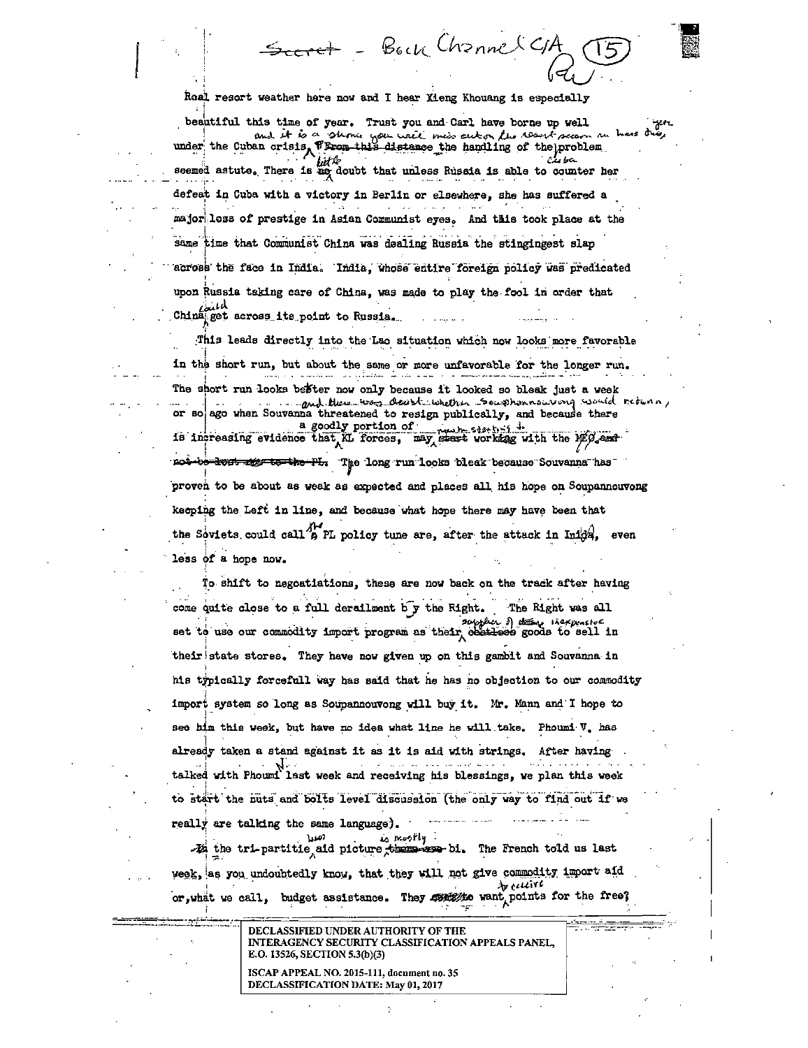Secret - Back Channel CIA (15)

Real resort weather here now and I hear Xieng Khouang is especially beautiful this time of year. Trust you and Carl have borne up well under the Cuban crisis, and it is a shame you will miss out on the resort season in here this year. The handling of the Cuba problem seemed astute. There is little doubt that unless Russia is able to counter her defeat in Cuba with a victory in Berlin or elsewhere, she has suffered a major loss of prestige in Asian Communist eyes. And this took place at the same time that Communist China was dealing Russia the stingingest slap across the face in India. India, whose entire foreign policy was predicated upon Russia taking care of China, was made to play the fool in order that China could get across its point to Russia.

This leads directly into the Lao situation which now looks more favorable in the short run, but about the same or more unfavorable for the longer run. The short run looks better now only because it looked so bleak just a week or so ago when Souvanna threatened to resign publically, and there was doubt whether Souphanouvong would return, and because there is increasing evidence that a goodly portion of KL forces, may now be starting to work with the MEO. The long run looks bleak because Souvanna has proven to be about as weak as expected and places all his hope on Soupannouvong keeping the Left in line, and because what hope there may have been that the Soviets could call the PL policy tune are, after the attack in India, even less of a hope now.

To shift to negotiations, these are now back on the track after having come quite close to a full derailment by the Right. The Right was all set to use our commodity import program as their supplier of cheap inexpensive goods to sell in their state stores. They have now given up on this gambit and Souvanna in his typically forcefull way has said that he has no objection to our commodity import system so long as Soupannouvong will buy it. Mr. Mann and I hope to see him this week, but have no idea what line he will take. Phoumi V. has already taken a stand against it as it is aid with strings. After having talked with Phoumi N. last week and receiving his blessings, we plan this week to start the nuts and bolts level discussion (the only way to find out if we really are talking the same language).

The tri-partite aid picture is mostly bi. The French told us last week, as you undoubtedly know, that they will not give commodity import aid or, what we call, budget assistance. They want to receive points for the free?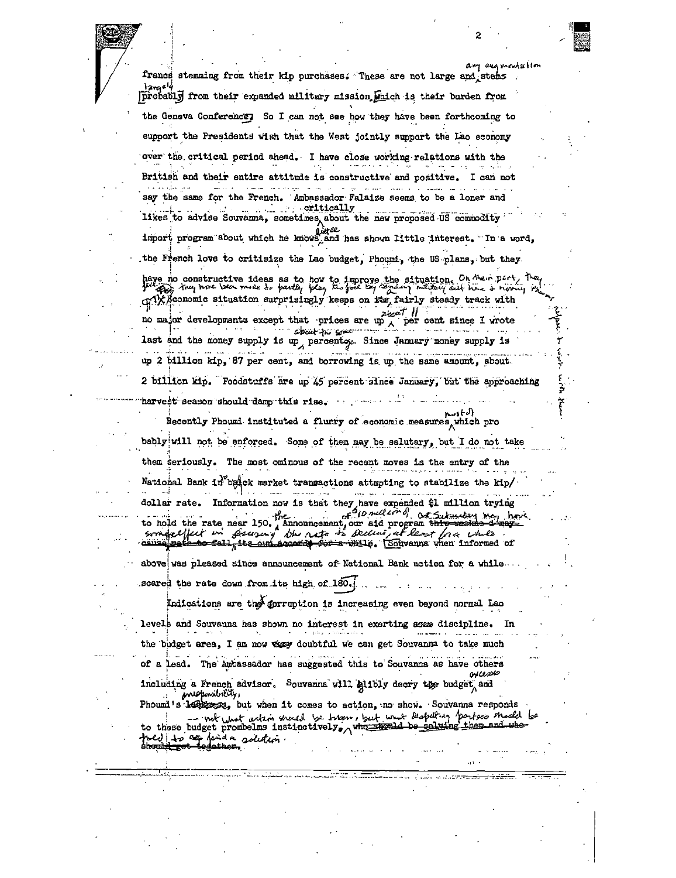francs stemming from their kip purchases. These are not large and any augmentation stems largely ~~probably~~ from their expanded military mission, which is their burden from the Geneva Conference. So I can not see how they have been forthcoming to support the Presidents wish that the West jointly support the Lao economy over the critical period ahead. I have close working relations with the British and their entire attitude is constructive and positive. I can not say the same for the French. Ambassador Falaize seems to be a loner and likes to advise Souvanna, sometimes critically about the new proposed US commodity import program about which he knows little and has shown little interest. In a word, the French love to critisize the Lao budget, Phoumi, the US plans, but they have no constructive ideas as to how to improve the situation. On their part, they feel they have been made to partly play the fool by sending military aid here & running the...

The economic situation surprisingly keeps on ~~its~~ a fairly steady track with no major developments except that prices are up about 11 per cent since I wrote last and the money supply is up about the same percentage. Since January money supply is up 2 billion kip, 87 per cent, and borrowing is up the same amount, about 2 billion kip. Foodstuffs are up 45 percent since January, but the approaching harvest season should damp this rise.

Recently Phoumi instituted a flurry of economic measures (posted) which probably will not be enforced. Some of them may be salutary, but I do not take them seriously. The most ominous of the recent moves is the entry of the National Bank in black market transactions attmpting to stabilize the kip/dollar rate. Information now is that they have expended $1 million trying to hold the rate near 150. The Announcement of our aid program ($10 million) on Saturday may have some effect in causing the rate to decline, at least for a while. ~~this weeks & may cause rate to fall its own accord for a while.~~ Souvanna when informed of above was pleased since announcement of National Bank action for a while scared the rate down from its high of 180.

Indications are the corruption is increasing even beyond normal Lao levels and Souvanna has shown no interest in exerting ~~some~~ discipline. In the budget area, I am now ~~very~~ doubtful we can get Souvanna to take much of a lead. The Ambassador has suggested this to Souvanna as have others including a French advisor. Souvanna will glibly decry the budget excesses and Phoumi's ~~laxness~~ irresponsibility, but when it comes to action, no show. Souvanna responds to these budget prombelms instinctively -- not what action should be taken, but what disputing parties should be ~~who should be solving them and who should get together~~ told to find a solution.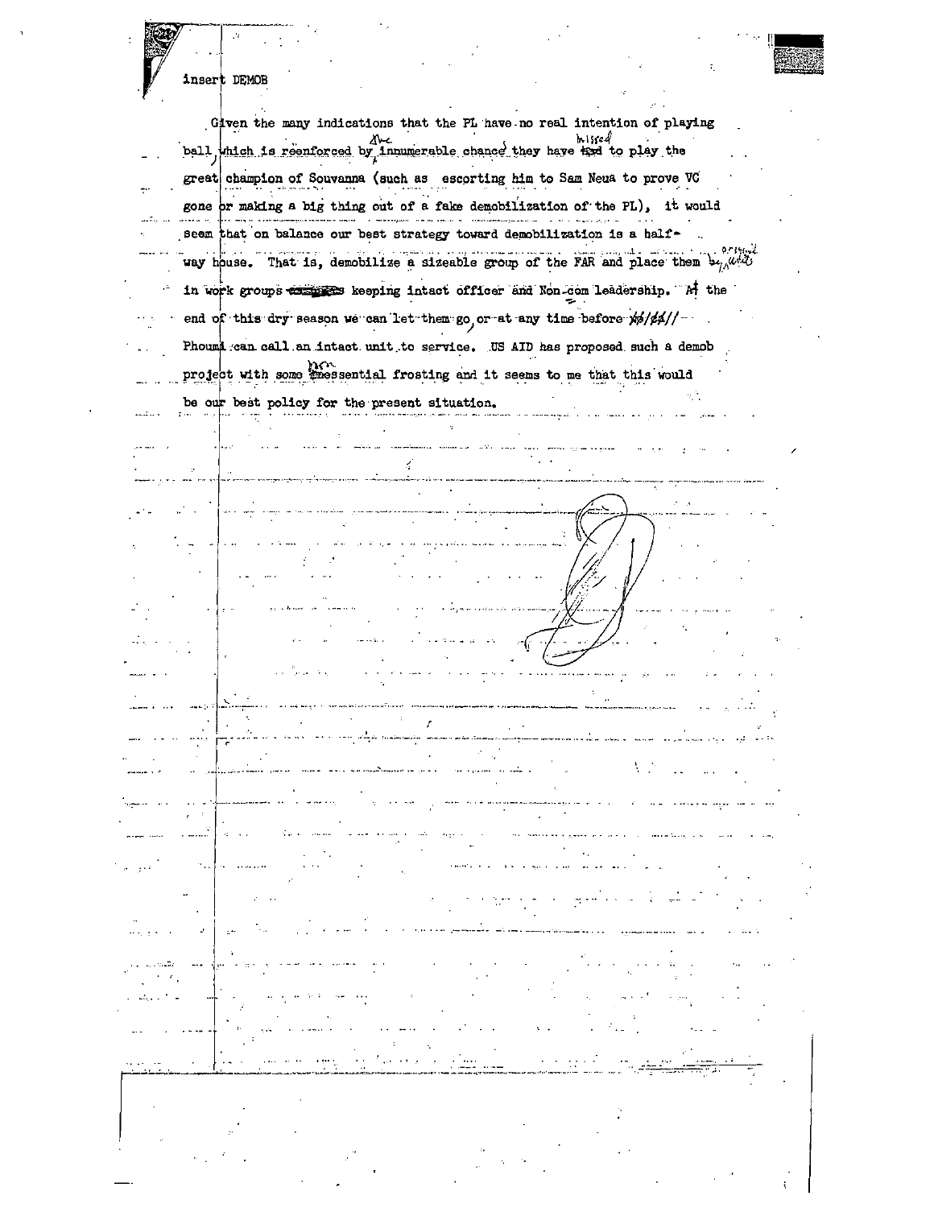insert DEMOB

Given the many indications that the PL have no real intention of playing ball, which is reenforced by the innumerable chances they have missed to play the great champion of Souvanna (such as escorting him to Sam Neua to prove VC gone or making a big thing out of a fake demobilization of the PL), it would seem that on balance our best strategy toward demobilization is a half-way house. That is, demobilize a sizeable group of the FAR and place them in work groups keeping intact officer and Non-com leadership. At the end of this dry season we can let them go, or at any time before Phoumi can call an intact unit to service. US AID has proposed such a demob project with some non-essential frosting and it seems to me that this would be our best policy for the present situation.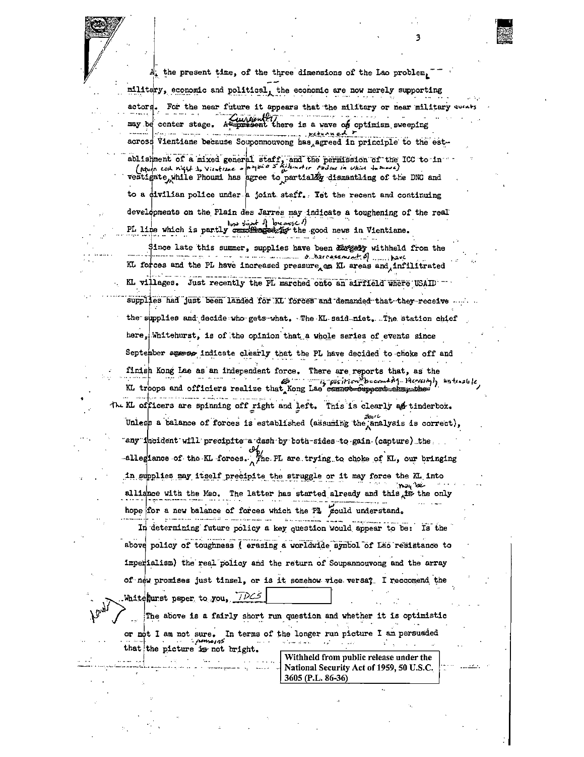At the present time, of the three dimensions of the Lao problem, -- military, economic and political, the economic are now merely supporting actors. For the near future it appears that the military or near military events may be center stage. Currently there is a wave of optimism sweeping across Vientiane because Souponnouvong has returned and agreed in principle to the establishment of a mixed general staff, and the permission of the ICC to investigate (return each night to Vientiane – maybe 5 kilometer radius in which to move), while Phoumi has agree to partially dismantling of the DNC and to a civilian police under a joint staff. Yet the recent and continuing developments on the Plain des Jarres may indicate a toughening of the real PL line which is partly lost sight of because of the good news in Vientiane.

Since late this summer, supplies have been withheld from the KL forces and the PL have increased pressure of harrassment of KL areas and have infiltrated KL villages. Just recently the PL marched onto an airfield where USAID supplies had just been landed for KL forces and demanded that they receive the supplies and decide who gets what. The KL said niet. The station chief here, Whitehurst, is of the opinion that a whole series of events since September indicate clearly that the PL have decided to choke off and finish Kong Lae as an independent force. There are reports that, as the KL troops and officiers realize that Kong Lae's position is becoming increasingly untenable, the KL officers are spinning off right and left. This is clearly a tinderbox. Unless a balance of forces is established (assuming the above analysis is correct), any incident will precipite a dash by both sides to gain (capture) the allegiance of the KL forces. If the PL are trying to choke of KL, our bringing in supplies may itself precipite the struggle or it may force the KL into alliance with the Meo. The latter has started already and this may be the only hope for a new balance of forces which the PL would understand.

In determining future policy a key question would appear to be: Is the above policy of toughness ( erasing a worldwide symbol of Lao resistance to imperialism) the real policy and the return of Soupannouvong and the array of new promises just tinsel, or is it somehow vice versa?. I reccomend the Whitehurst paper to you, TDCS [ ]

The above is a fairly short run question and whether it is optimistic or not I am not sure. In terms of the longer run picture I am persuaded that the picture remains not bright.

Withheld from public release under the National Security Act of 1959, 50 U.S.C. 3605 (P.L. 86-36)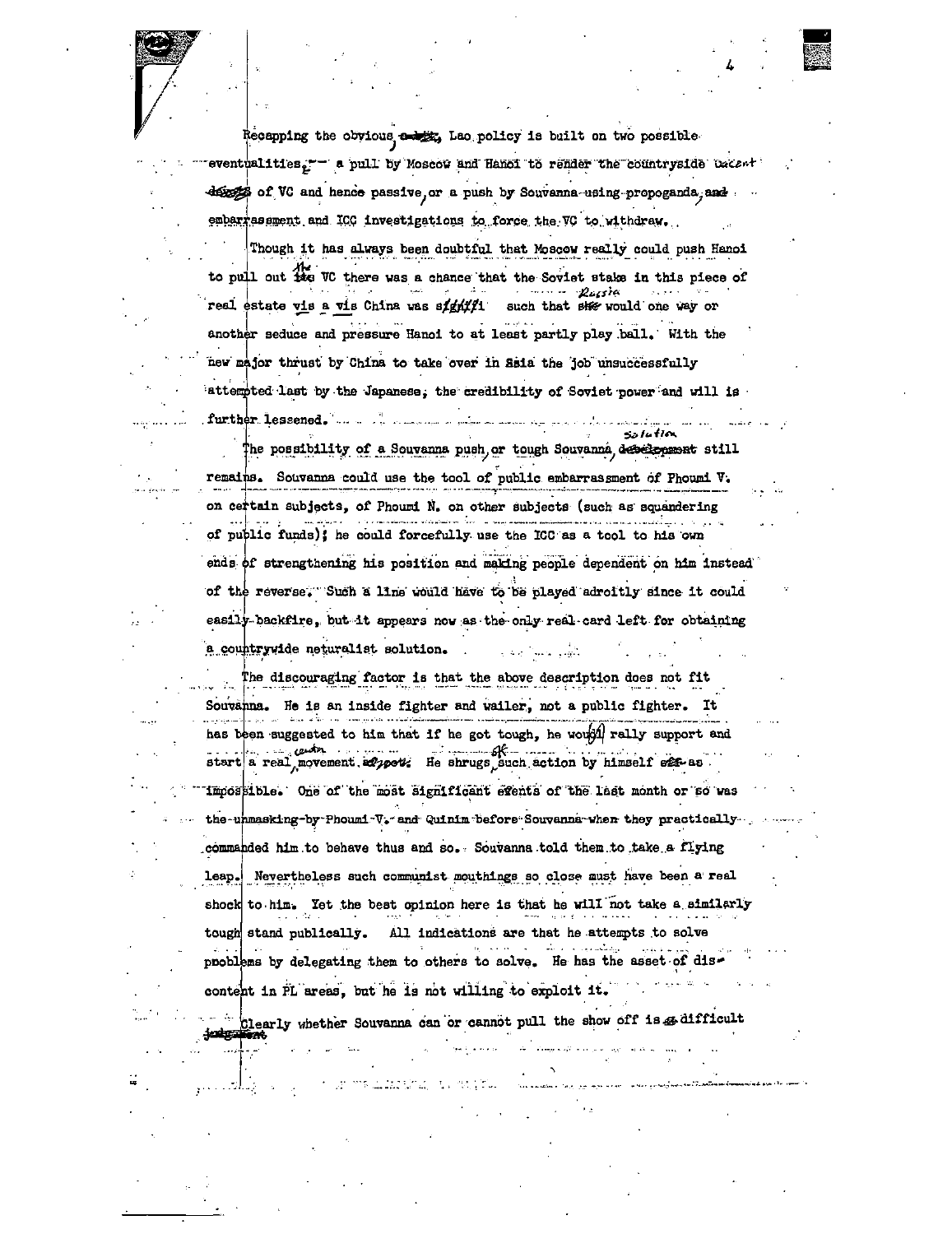Recapping the obvious, Lao policy is built on two possible eventualities, — a pull by Moscow and Hanoi to render the countryside vacant of VC and hence passive, or a push by Souvanna using propoganda, embarrassment and ICC investigations to force the VC to withdraw.

Though it has always been doubtful that Moscow really could push Hanoi to pull out the VC there was a chance that the Soviet stake in this piece of real estate vis a vis China was signifi such that Russia would one way or another seduce and pressure Hanoi to at least partly play ball. With the new major thrust by China to take over in Asia the job unsuccessfully attempted last by the Japanese, the credibility of Soviet power and will is further lessened.

The possibility of a Souvanna push, or tough Souvanna, solution still remains. Souvanna could use the tool of public embarrassment of Phoumi V. on certain subjects, of Phoumi N. on other subjects (such as squandering of public funds); he could forcefully use the ICC as a tool to his own ends of strengthening his position and making people dependent on him instead of the reverse. Such a line would have to be played adroitly since it could easily backfire, but it appears now as the only real card left for obtaining a countrywide neturalist solution.

The discouraging factor is that the above description does not fit Souvanna. He is an inside fighter and wailer, not a public fighter. It has been suggested to him that if he got tough, he would rally support and start a real, counter movement. He shrugs off such action by himself as impossible. One of the most significant events of the last month or so was the unmasking by Phoumi V. and Quinim before Souvanna when they practically commanded him to behave thus and so. Souvanna told them to take a flying leap. Nevertheless such communist mouthings so close must have been a real shock to him. Yet the best opinion here is that he will not take a similarly tough stand publically. All indications are that he attempts to solve problems by delegating them to others to solve. He has the asset of discontent in PL areas, but he is not willing to exploit it.

Clearly whether Souvanna can or cannot pull the show off is difficult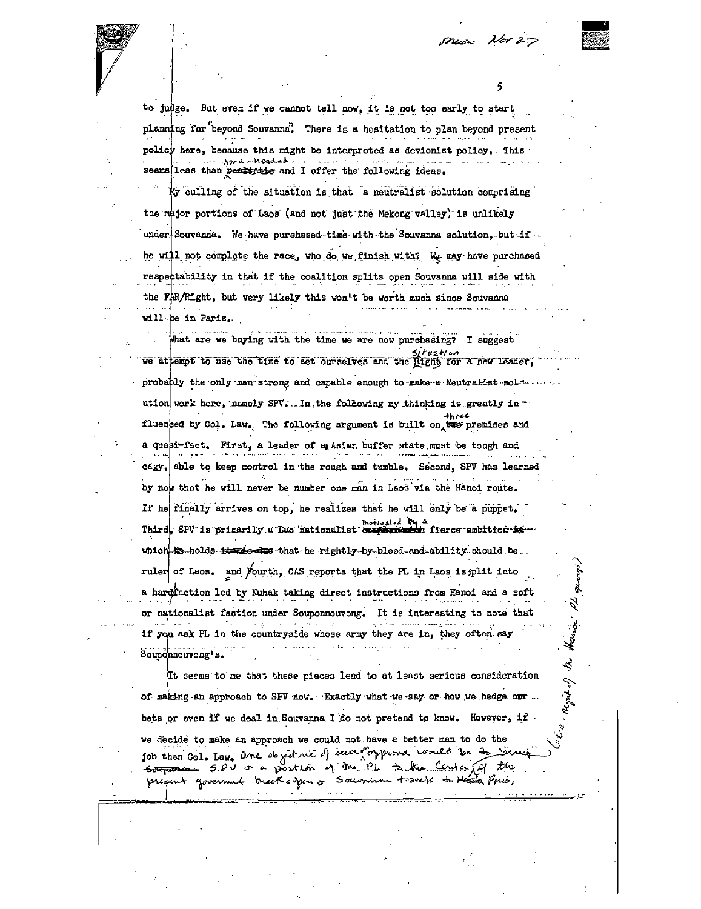Made Nov 27

to judge. But even if we cannot tell now, it is not too early to start planning for "beyond Souvanna". There is a hesitation to plan beyond present policy here, because this might be interpreted as devionist policy. This seems less than hard-headed and I offer the following ideas.

My culling of the situation is that a neutralist solution comprising the major portions of Laos (and not just the Mekong valley) is unlikely under Souvanna. We have purchased time with the Souvanna solution, but if he will not complete the race, who do we finish with? We may have purchased respectability in that if the coalition splits open Souvanna will side with the FAR/Right, but very likely this won't be worth much since Souvanna will be in Paris.

What are we buying with the time we are now purchasing? I suggest we attempt to use the time to set ourselves and the situation for a new leader, probably the only man strong and capable enough to make a Neutralist solution work here, namely SPV. In the following my thinking is greatly influenced by Col. Law. The following argument is built on three premises and a quasi-fact. First, a leader of an Asian buffer state must be tough and cagy, able to keep control in the rough and tumble. Second, SPV has learned by now that he will never be number one man in Laos via the Hanoi route. If he finally arrives on top, he realizes that he will only be a puppet. Third, SPV is primarily a Lao nationalist motivated by a fierce ambition which holds that he rightly by blood and ability should be ruler of Laos. and Fourth, CAS reports that the PL in Laos is split into a hard faction led by Nuhak taking direct instructions from Hanoi and a soft or nationalist faction under Souponnouvong. It is interesting to note that if you ask PL in the countryside whose army they are in, they often say Souponnouvong's.

It seems to me that these pieces lead to at least serious consideration of making an approach to SPV now. Exactly what we say or how we hedge our bets or even if we deal in Souvanna I do not pretend to know. However, if we decide to make an approach we could not have a better man to do the job than Col. Law. One objective of such approach would be to bring SPV or a portion of the PL to the Center (i.e. minus the Hanoi PL group) if the present government breaks up or Souvanna travels to Paris,